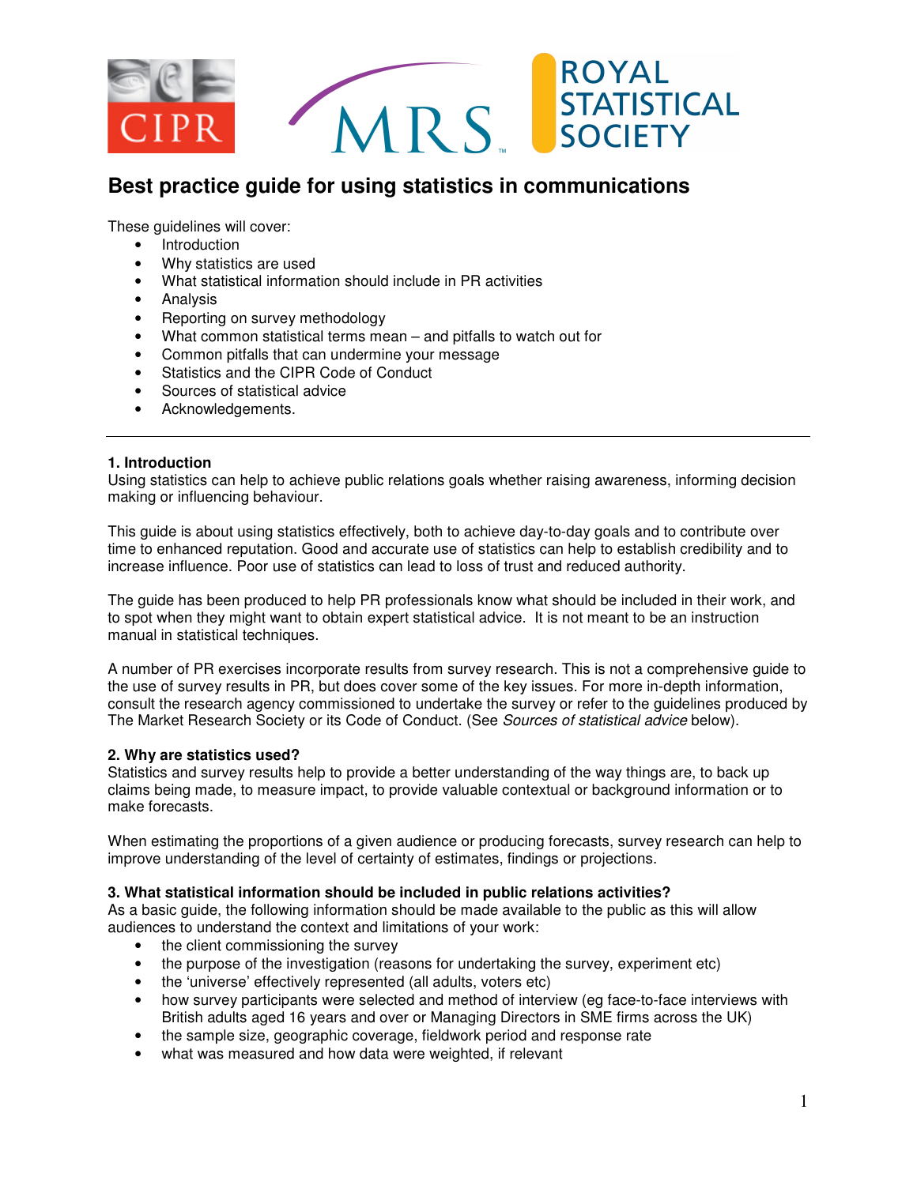# Best practice guide for using statistics in communications

These guidelines will cover:

- Introduction
- Why statistics are used
- What statistical information should include in PR activities
- Analysis
- Reporting on survey methodology
- What common statistical terms mean – and pitfalls to watch out for
- Common pitfalls that can undermine your message
- Statistics and the CIPR Code of Conduct
- Sources of statistical advice
- Acknowledgements.

---

### 1. Introduction

Using statistics can help to achieve public relations goals whether raising awareness, informing decision making or influencing behaviour.

This guide is about using statistics effectively, both to achieve day-to-day goals and to contribute over time to enhanced reputation. Good and accurate use of statistics can help to establish credibility and to increase influence. Poor use of statistics can lead to loss of trust and reduced authority.

The guide has been produced to help PR professionals know what should be included in their work, and to spot when they might want to obtain expert statistical advice. It is not meant to be an instruction manual in statistical techniques.

A number of PR exercises incorporate results from survey research. This is not a comprehensive guide to the use of survey results in PR, but does cover some of the key issues. For more in-depth information, consult the research agency commissioned to undertake the survey or refer to the guidelines produced by The Market Research Society or its Code of Conduct. (See *Sources of statistical advice* below).

### 2. Why are statistics used?

Statistics and survey results help to provide a better understanding of the way things are, to back up claims being made, to measure impact, to provide valuable contextual or background information or to make forecasts.

When estimating the proportions of a given audience or producing forecasts, survey research can help to improve understanding of the level of certainty of estimates, findings or projections.

### 3. What statistical information should be included in public relations activities?

As a basic guide, the following information should be made available to the public as this will allow audiences to understand the context and limitations of your work:

- the client commissioning the survey
- the purpose of the investigation (reasons for undertaking the survey, experiment etc)
- the 'universe' effectively represented (all adults, voters etc)
- how survey participants were selected and method of interview (eg face-to-face interviews with British adults aged 16 years and over or Managing Directors in SME firms across the UK)
- the sample size, geographic coverage, fieldwork period and response rate
- what was measured and how data were weighted, if relevant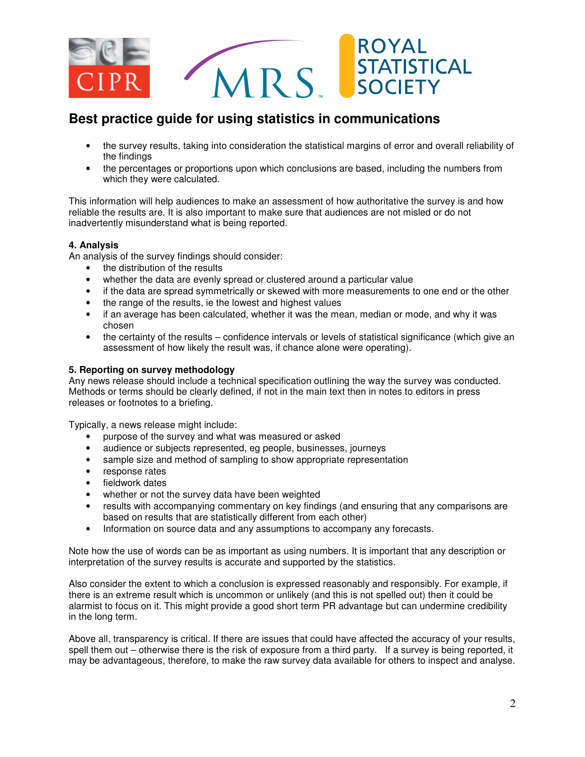- the survey results, taking into consideration the statistical margins of error and overall reliability of the findings
- the percentages or proportions upon which conclusions are based, including the numbers from which they were calculated.

This information will help audiences to make an assessment of how authoritative the survey is and how reliable the results are. It is also important to make sure that audiences are not misled or do not inadvertently misunderstand what is being reported.

**4. Analysis**

An analysis of the survey findings should consider:

- the distribution of the results
- whether the data are evenly spread or clustered around a particular value
- if the data are spread symmetrically or skewed with more measurements to one end or the other
- the range of the results, ie the lowest and highest values
- if an average has been calculated, whether it was the mean, median or mode, and why it was chosen
- the certainty of the results – confidence intervals or levels of statistical significance (which give an assessment of how likely the result was, if chance alone were operating).

**5. Reporting on survey methodology**

Any news release should include a technical specification outlining the way the survey was conducted. Methods or terms should be clearly defined, if not in the main text then in notes to editors in press releases or footnotes to a briefing.

Typically, a news release might include:

- purpose of the survey and what was measured or asked
- audience or subjects represented, eg people, businesses, journeys
- sample size and method of sampling to show appropriate representation
- response rates
- fieldwork dates
- whether or not the survey data have been weighted
- results with accompanying commentary on key findings (and ensuring that any comparisons are based on results that are statistically different from each other)
- Information on source data and any assumptions to accompany any forecasts.

Note how the use of words can be as important as using numbers. It is important that any description or interpretation of the survey results is accurate and supported by the statistics.

Also consider the extent to which a conclusion is expressed reasonably and responsibly. For example, if there is an extreme result which is uncommon or unlikely (and this is not spelled out) then it could be alarmist to focus on it. This might provide a good short term PR advantage but can undermine credibility in the long term.

Above all, transparency is critical. If there are issues that could have affected the accuracy of your results, spell them out – otherwise there is the risk of exposure from a third party. If a survey is being reported, it may be advantageous, therefore, to make the raw survey data available for others to inspect and analyse.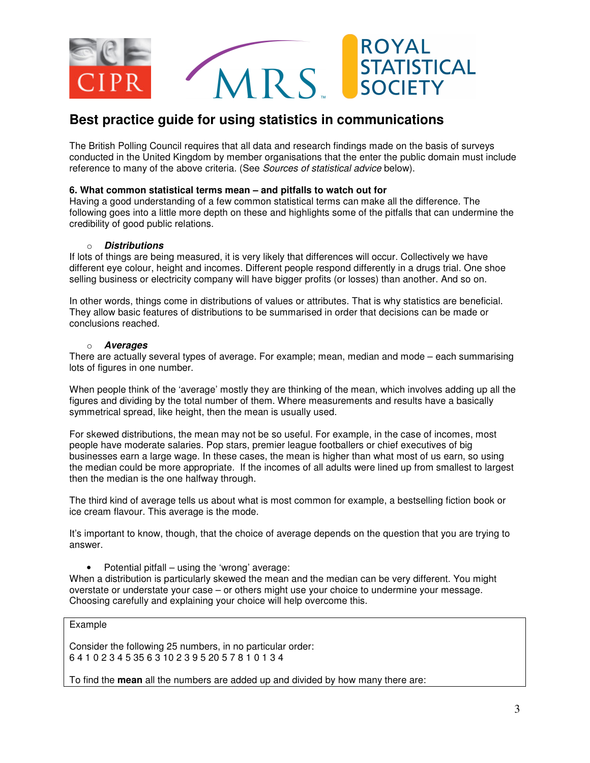# Best practice guide for using statistics in communications

The British Polling Council requires that all data and research findings made on the basis of surveys conducted in the United Kingdom by member organisations that the enter the public domain must include reference to many of the above criteria. (See *Sources of statistical advice* below).

**6. What common statistical terms mean – and pitfalls to watch out for**

Having a good understanding of a few common statistical terms can make all the difference. The following goes into a little more depth on these and highlights some of the pitfalls that can undermine the credibility of good public relations.

- ***Distributions***

If lots of things are being measured, it is very likely that differences will occur. Collectively we have different eye colour, height and incomes. Different people respond differently in a drugs trial. One shoe selling business or electricity company will have bigger profits (or losses) than another. And so on.

In other words, things come in distributions of values or attributes. That is why statistics are beneficial. They allow basic features of distributions to be summarised in order that decisions can be made or conclusions reached.

- ***Averages***

There are actually several types of average. For example; mean, median and mode – each summarising lots of figures in one number.

When people think of the 'average' mostly they are thinking of the mean, which involves adding up all the figures and dividing by the total number of them. Where measurements and results have a basically symmetrical spread, like height, then the mean is usually used.

For skewed distributions, the mean may not be so useful. For example, in the case of incomes, most people have moderate salaries. Pop stars, premier league footballers or chief executives of big businesses earn a large wage. In these cases, the mean is higher than what most of us earn, so using the median could be more appropriate. If the incomes of all adults were lined up from smallest to largest then the median is the one halfway through.

The third kind of average tells us about what is most common for example, a bestselling fiction book or ice cream flavour. This average is the mode.

It's important to know, though, that the choice of average depends on the question that you are trying to answer.

- Potential pitfall – using the 'wrong' average:

When a distribution is particularly skewed the mean and the median can be very different. You might overstate or understate your case – or others might use your choice to undermine your message. Choosing carefully and explaining your choice will help overcome this.

Example

Consider the following 25 numbers, in no particular order:
6 4 1 0 2 3 4 5 35 6 3 10 2 3 9 5 20 5 7 8 1 0 1 3 4

To find the **mean** all the numbers are added up and divided by how many there are: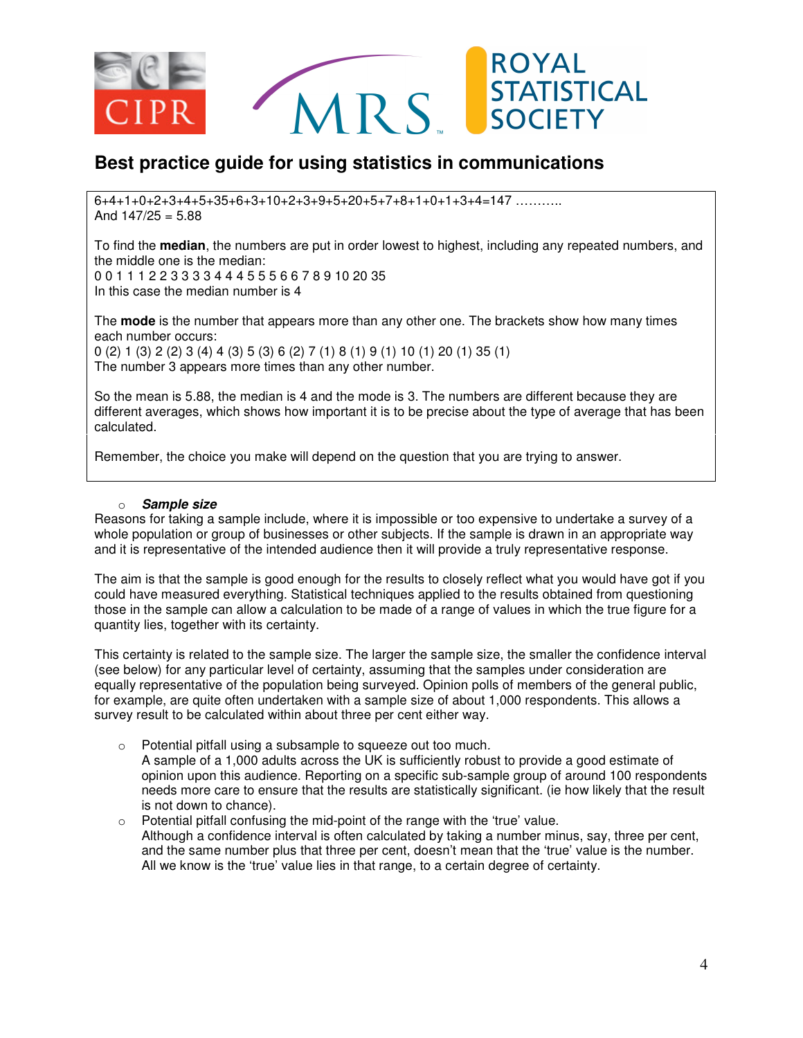## Best practice guide for using statistics in communications

6+4+1+0+2+3+4+5+35+6+3+10+2+3+9+5+20+5+7+8+1+0+1+3+4=147 ………..
And 147/25 = 5.88

To find the **median**, the numbers are put in order lowest to highest, including any repeated numbers, and the middle one is the median:
0 0 1 1 1 2 2 3 3 3 3 4 4 4 5 5 5 6 6 7 8 9 10 20 35
In this case the median number is 4

The **mode** is the number that appears more than any other one. The brackets show how many times each number occurs:
0 (2) 1 (3) 2 (2) 3 (4) 4 (3) 5 (3) 6 (2) 7 (1) 8 (1) 9 (1) 10 (1) 20 (1) 35 (1)
The number 3 appears more times than any other number.

So the mean is 5.88, the median is 4 and the mode is 3. The numbers are different because they are different averages, which shows how important it is to be precise about the type of average that has been calculated.

Remember, the choice you make will depend on the question that you are trying to answer.

- ***Sample size***

Reasons for taking a sample include, where it is impossible or too expensive to undertake a survey of a whole population or group of businesses or other subjects. If the sample is drawn in an appropriate way and it is representative of the intended audience then it will provide a truly representative response.

The aim is that the sample is good enough for the results to closely reflect what you would have got if you could have measured everything. Statistical techniques applied to the results obtained from questioning those in the sample can allow a calculation to be made of a range of values in which the true figure for a quantity lies, together with its certainty.

This certainty is related to the sample size. The larger the sample size, the smaller the confidence interval (see below) for any particular level of certainty, assuming that the samples under consideration are equally representative of the population being surveyed. Opinion polls of members of the general public, for example, are quite often undertaken with a sample size of about 1,000 respondents. This allows a survey result to be calculated within about three per cent either way.

- Potential pitfall using a subsample to squeeze out too much.
  A sample of a 1,000 adults across the UK is sufficiently robust to provide a good estimate of opinion upon this audience. Reporting on a specific sub-sample group of around 100 respondents needs more care to ensure that the results are statistically significant. (ie how likely that the result is not down to chance).
- Potential pitfall confusing the mid-point of the range with the 'true' value.
  Although a confidence interval is often calculated by taking a number minus, say, three per cent, and the same number plus that three per cent, doesn't mean that the 'true' value is the number. All we know is the 'true' value lies in that range, to a certain degree of certainty.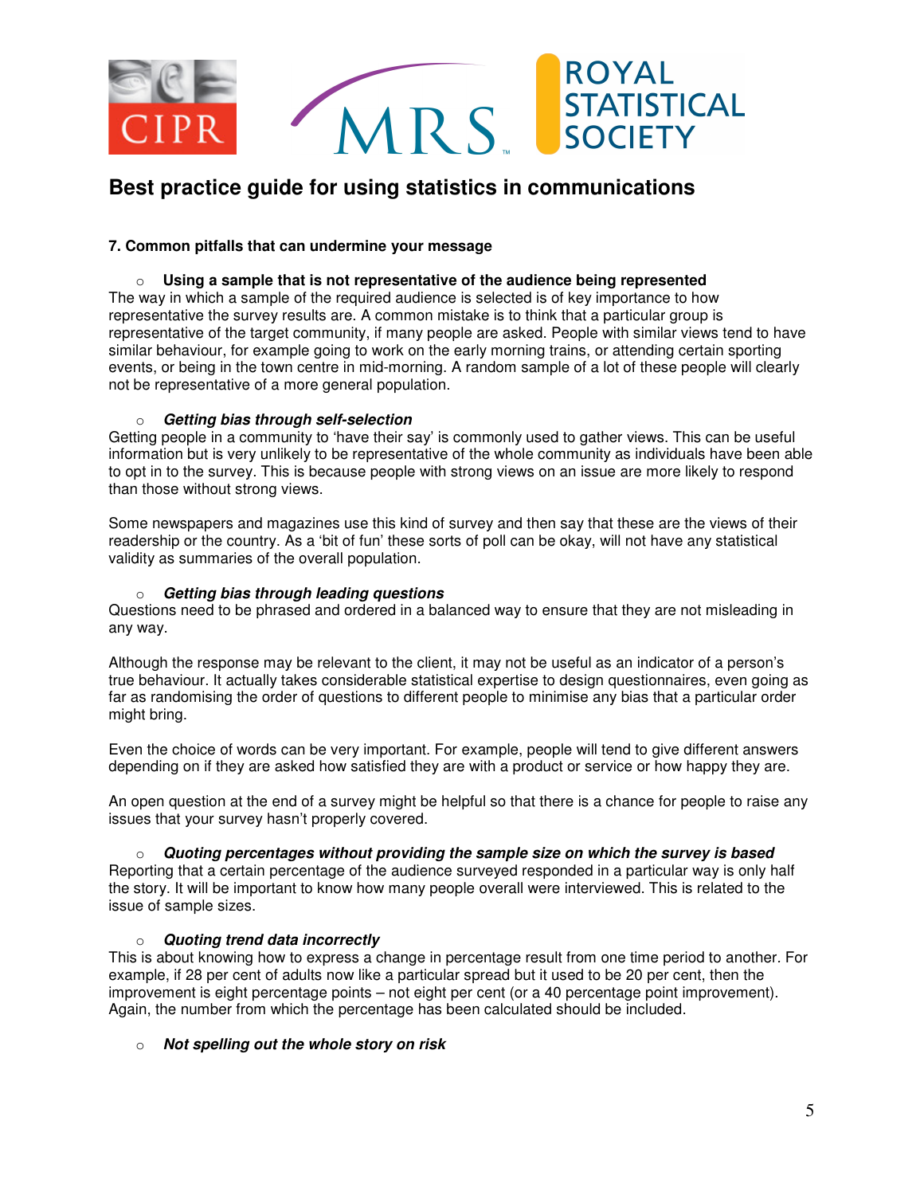# Best practice guide for using statistics in communications

**7. Common pitfalls that can undermine your message**

- **Using a sample that is not representative of the audience being represented**

The way in which a sample of the required audience is selected is of key importance to how representative the survey results are. A common mistake is to think that a particular group is representative of the target community, if many people are asked. People with similar views tend to have similar behaviour, for example going to work on the early morning trains, or attending certain sporting events, or being in the town centre in mid-morning. A random sample of a lot of these people will clearly not be representative of a more general population.

- ***Getting bias through self-selection***

Getting people in a community to 'have their say' is commonly used to gather views. This can be useful information but is very unlikely to be representative of the whole community as individuals have been able to opt in to the survey. This is because people with strong views on an issue are more likely to respond than those without strong views.

Some newspapers and magazines use this kind of survey and then say that these are the views of their readership or the country. As a 'bit of fun' these sorts of poll can be okay, will not have any statistical validity as summaries of the overall population.

- ***Getting bias through leading questions***

Questions need to be phrased and ordered in a balanced way to ensure that they are not misleading in any way.

Although the response may be relevant to the client, it may not be useful as an indicator of a person's true behaviour. It actually takes considerable statistical expertise to design questionnaires, even going as far as randomising the order of questions to different people to minimise any bias that a particular order might bring.

Even the choice of words can be very important. For example, people will tend to give different answers depending on if they are asked how satisfied they are with a product or service or how happy they are.

An open question at the end of a survey might be helpful so that there is a chance for people to raise any issues that your survey hasn't properly covered.

- ***Quoting percentages without providing the sample size on which the survey is based***

Reporting that a certain percentage of the audience surveyed responded in a particular way is only half the story. It will be important to know how many people overall were interviewed. This is related to the issue of sample sizes.

- ***Quoting trend data incorrectly***

This is about knowing how to express a change in percentage result from one time period to another. For example, if 28 per cent of adults now like a particular spread but it used to be 20 per cent, then the improvement is eight percentage points – not eight per cent (or a 40 percentage point improvement). Again, the number from which the percentage has been calculated should be included.

- ***Not spelling out the whole story on risk***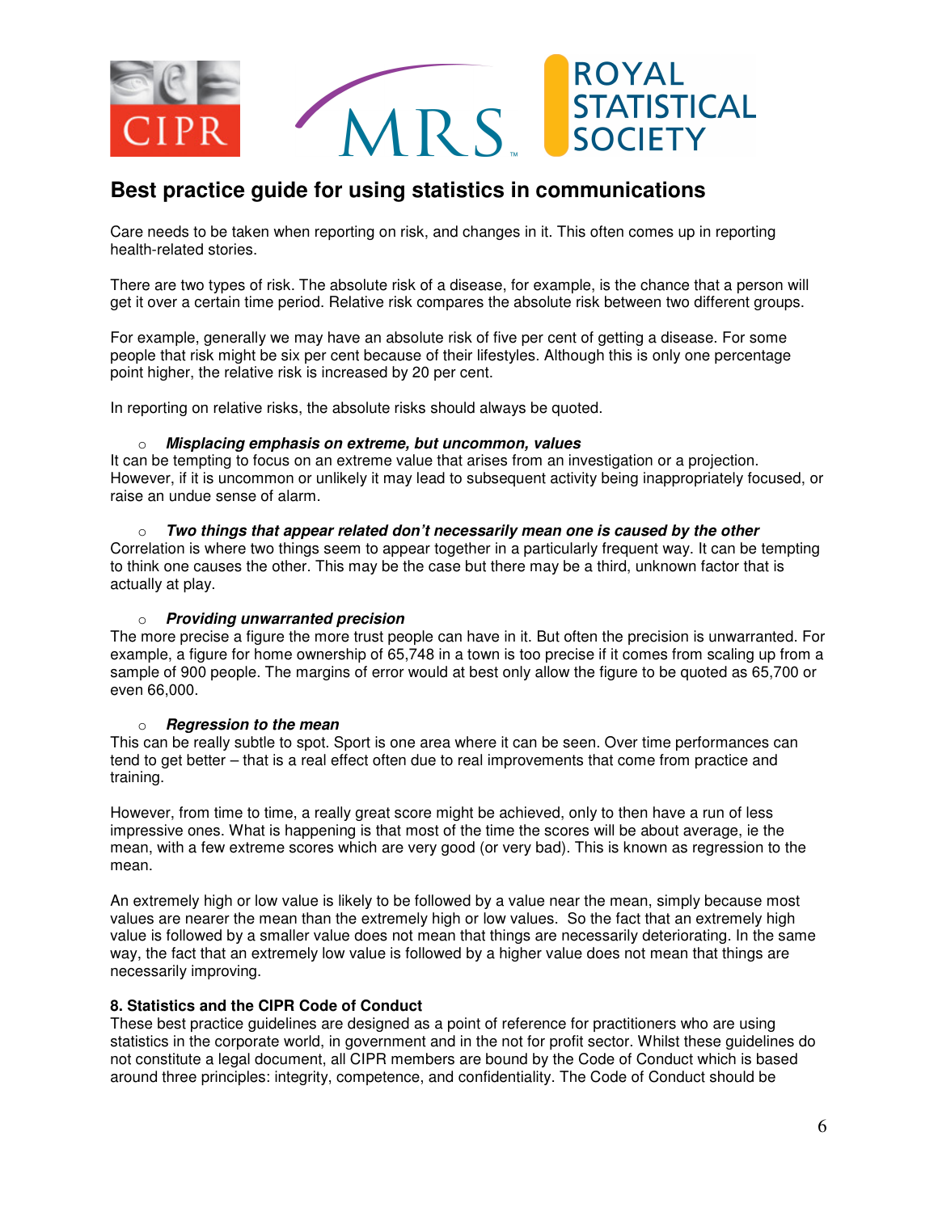## Best practice guide for using statistics in communications

Care needs to be taken when reporting on risk, and changes in it. This often comes up in reporting health-related stories.

There are two types of risk. The absolute risk of a disease, for example, is the chance that a person will get it over a certain time period. Relative risk compares the absolute risk between two different groups.

For example, generally we may have an absolute risk of five per cent of getting a disease. For some people that risk might be six per cent because of their lifestyles. Although this is only one percentage point higher, the relative risk is increased by 20 per cent.

In reporting on relative risks, the absolute risks should always be quoted.

- ***Misplacing emphasis on extreme, but uncommon, values***

It can be tempting to focus on an extreme value that arises from an investigation or a projection. However, if it is uncommon or unlikely it may lead to subsequent activity being inappropriately focused, or raise an undue sense of alarm.

- ***Two things that appear related don't necessarily mean one is caused by the other***

Correlation is where two things seem to appear together in a particularly frequent way. It can be tempting to think one causes the other. This may be the case but there may be a third, unknown factor that is actually at play.

- ***Providing unwarranted precision***

The more precise a figure the more trust people can have in it. But often the precision is unwarranted. For example, a figure for home ownership of 65,748 in a town is too precise if it comes from scaling up from a sample of 900 people. The margins of error would at best only allow the figure to be quoted as 65,700 or even 66,000.

- ***Regression to the mean***

This can be really subtle to spot. Sport is one area where it can be seen. Over time performances can tend to get better – that is a real effect often due to real improvements that come from practice and training.

However, from time to time, a really great score might be achieved, only to then have a run of less impressive ones. What is happening is that most of the time the scores will be about average, ie the mean, with a few extreme scores which are very good (or very bad). This is known as regression to the mean.

An extremely high or low value is likely to be followed by a value near the mean, simply because most values are nearer the mean than the extremely high or low values. So the fact that an extremely high value is followed by a smaller value does not mean that things are necessarily deteriorating. In the same way, the fact that an extremely low value is followed by a higher value does not mean that things are necessarily improving.

**8. Statistics and the CIPR Code of Conduct**

These best practice guidelines are designed as a point of reference for practitioners who are using statistics in the corporate world, in government and in the not for profit sector. Whilst these guidelines do not constitute a legal document, all CIPR members are bound by the Code of Conduct which is based around three principles: integrity, competence, and confidentiality. The Code of Conduct should be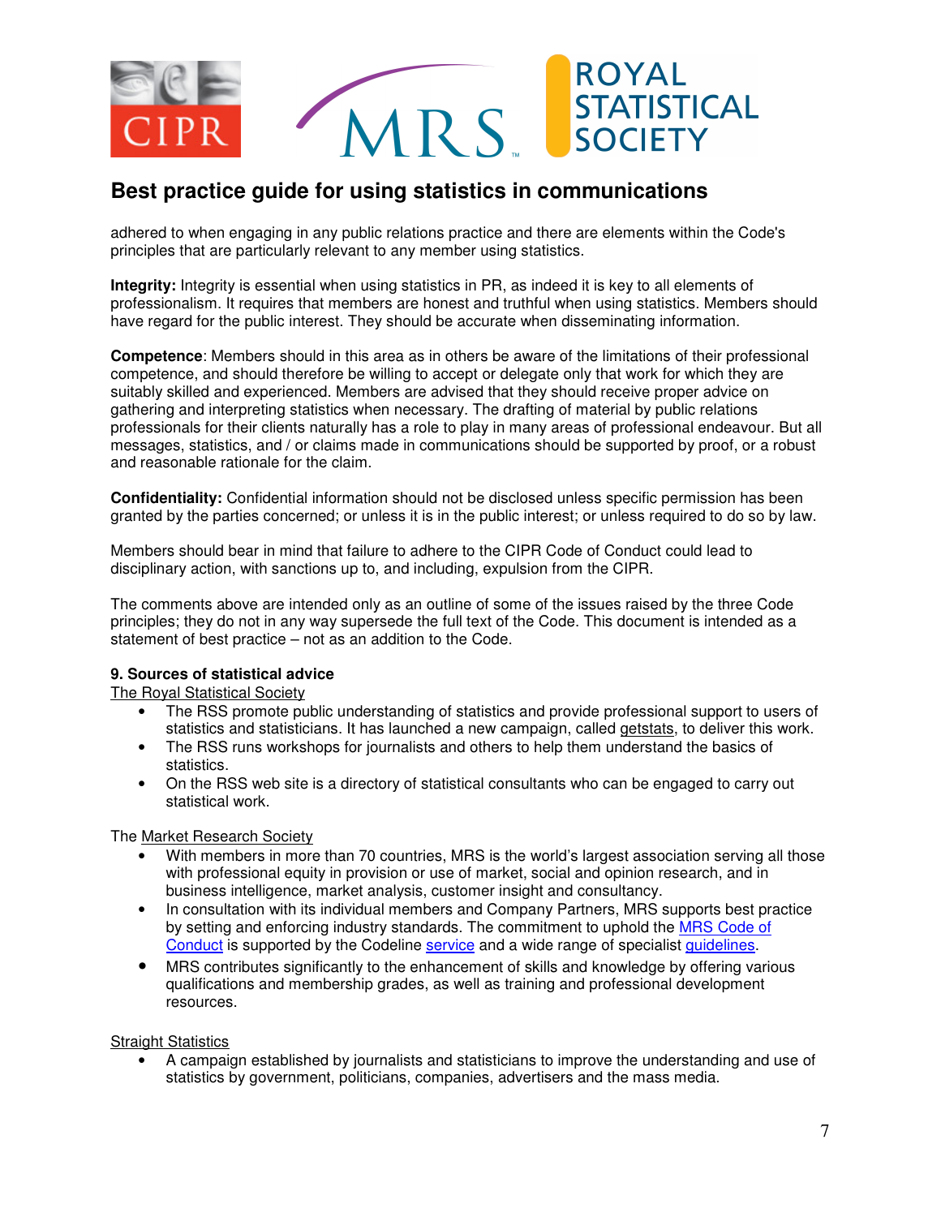adhered to when engaging in any public relations practice and there are elements within the Code's principles that are particularly relevant to any member using statistics.

**Integrity:** Integrity is essential when using statistics in PR, as indeed it is key to all elements of professionalism. It requires that members are honest and truthful when using statistics. Members should have regard for the public interest. They should be accurate when disseminating information.

**Competence**: Members should in this area as in others be aware of the limitations of their professional competence, and should therefore be willing to accept or delegate only that work for which they are suitably skilled and experienced. Members are advised that they should receive proper advice on gathering and interpreting statistics when necessary. The drafting of material by public relations professionals for their clients naturally has a role to play in many areas of professional endeavour. But all messages, statistics, and / or claims made in communications should be supported by proof, or a robust and reasonable rationale for the claim.

**Confidentiality:** Confidential information should not be disclosed unless specific permission has been granted by the parties concerned; or unless it is in the public interest; or unless required to do so by law.

Members should bear in mind that failure to adhere to the CIPR Code of Conduct could lead to disciplinary action, with sanctions up to, and including, expulsion from the CIPR.

The comments above are intended only as an outline of some of the issues raised by the three Code principles; they do not in any way supersede the full text of the Code. This document is intended as a statement of best practice – not as an addition to the Code.

### 9. Sources of statistical advice

The Royal Statistical Society

- The RSS promote public understanding of statistics and provide professional support to users of statistics and statisticians. It has launched a new campaign, called getstats, to deliver this work.
- The RSS runs workshops for journalists and others to help them understand the basics of statistics.
- On the RSS web site is a directory of statistical consultants who can be engaged to carry out statistical work.

The Market Research Society

- With members in more than 70 countries, MRS is the world's largest association serving all those with professional equity in provision or use of market, social and opinion research, and in business intelligence, market analysis, customer insight and consultancy.
- In consultation with its individual members and Company Partners, MRS supports best practice by setting and enforcing industry standards. The commitment to uphold the MRS Code of Conduct is supported by the Codeline service and a wide range of specialist guidelines.
- MRS contributes significantly to the enhancement of skills and knowledge by offering various qualifications and membership grades, as well as training and professional development resources.

Straight Statistics

- A campaign established by journalists and statisticians to improve the understanding and use of statistics by government, politicians, companies, advertisers and the mass media.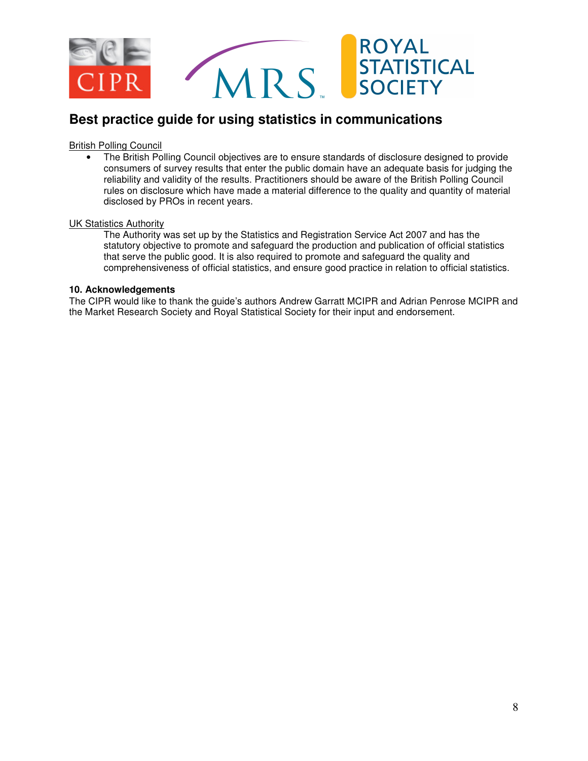# Best practice guide for using statistics in communications

British Polling Council

- The British Polling Council objectives are to ensure standards of disclosure designed to provide consumers of survey results that enter the public domain have an adequate basis for judging the reliability and validity of the results. Practitioners should be aware of the British Polling Council rules on disclosure which have made a material difference to the quality and quantity of material disclosed by PROs in recent years.

UK Statistics Authority

The Authority was set up by the Statistics and Registration Service Act 2007 and has the statutory objective to promote and safeguard the production and publication of official statistics that serve the public good. It is also required to promote and safeguard the quality and comprehensiveness of official statistics, and ensure good practice in relation to official statistics.

**10. Acknowledgements**

The CIPR would like to thank the guide's authors Andrew Garratt MCIPR and Adrian Penrose MCIPR and the Market Research Society and Royal Statistical Society for their input and endorsement.